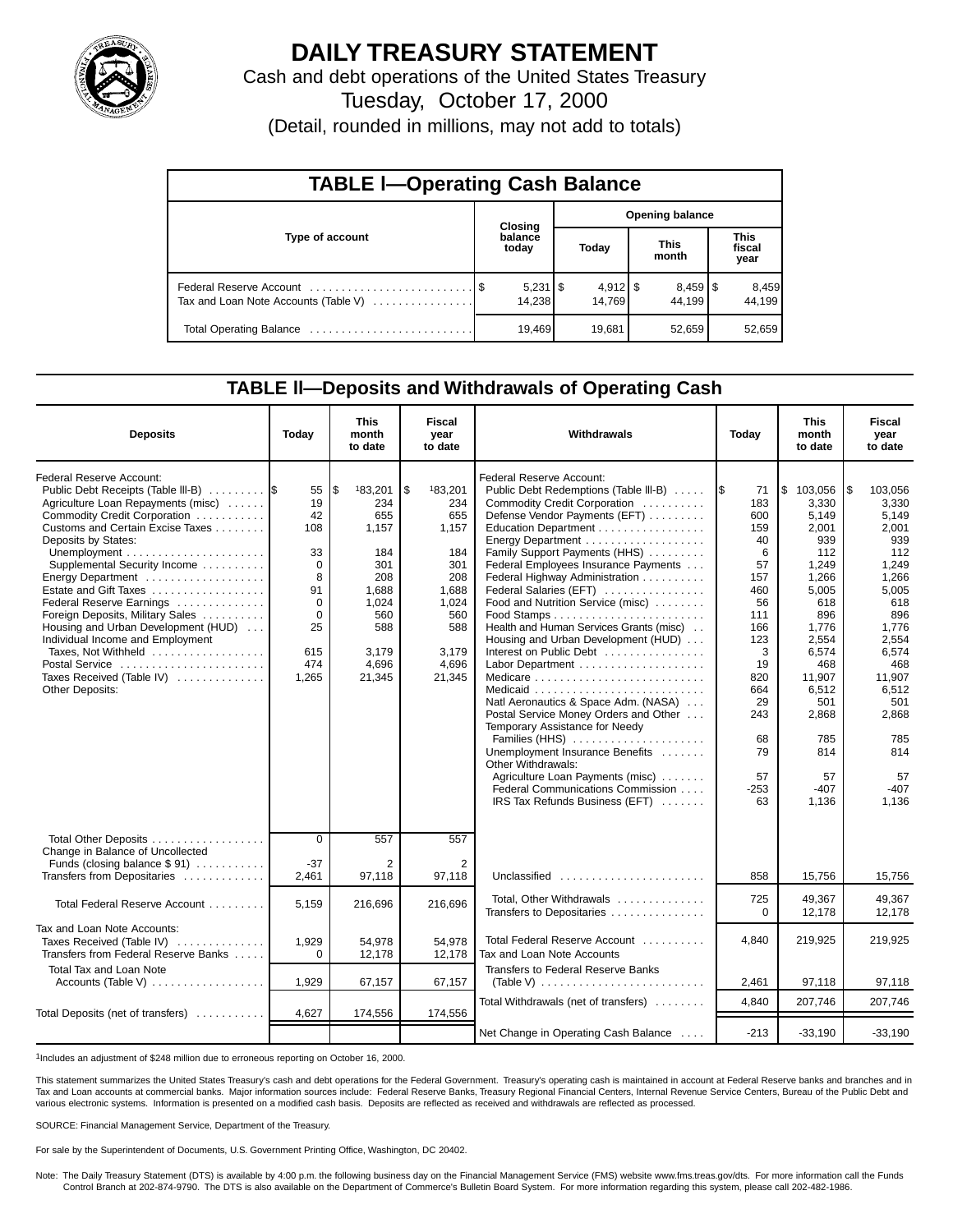# DAILY TREASURY STATEMENT

Cash and debt operations of the United States Treasury

Tuesday, October 17, 2000

(Detail, rounded in millions, may not add to totals)

## TABLE I—Operating Cash Balance

| Type of account | Closing balance today | Opening balance Today | Opening balance This month | Opening balance This fiscal year |
|---|---|---|---|---|
| Federal Reserve Account | $ 5,231 | $ 4,912 | $ 8,459 | $ 8,459 |
| Tax and Loan Note Accounts (Table V) | 14,238 | 14,769 | 44,199 | 44,199 |
| Total Operating Balance | 19,469 | 19,681 | 52,659 | 52,659 |

## TABLE II—Deposits and Withdrawals of Operating Cash

| Deposits | Today | This month to date | Fiscal year to date |
|---|---|---|---|
| Federal Reserve Account: | | | |
| Public Debt Receipts (Table III-B) | $ 55 | $ [1]83,201 | $ [1]83,201 |
| Agriculture Loan Repayments (misc) | 19 | 234 | 234 |
| Commodity Credit Corporation | 42 | 655 | 655 |
| Customs and Certain Excise Taxes | 108 | 1,157 | 1,157 |
| Deposits by States: | | | |
| Unemployment | 33 | 184 | 184 |
| Supplemental Security Income | 0 | 301 | 301 |
| Energy Department | 8 | 208 | 208 |
| Estate and Gift Taxes | 91 | 1,688 | 1,688 |
| Federal Reserve Earnings | 0 | 1,024 | 1,024 |
| Foreign Deposits, Military Sales | 0 | 560 | 560 |
| Housing and Urban Development (HUD) | 25 | 588 | 588 |
| Individual Income and Employment Taxes, Not Withheld | 615 | 3,179 | 3,179 |
| Postal Service | 474 | 4,696 | 4,696 |
| Taxes Received (Table IV) | 1,265 | 21,345 | 21,345 |
| Other Deposits: | | | |
| Total Other Deposits | 0 | 557 | 557 |
| Change in Balance of Uncollected Funds (closing balance $ 91) | -37 | 2 | 2 |
| Transfers from Depositaries | 2,461 | 97,118 | 97,118 |
| Total Federal Reserve Account | 5,159 | 216,696 | 216,696 |
| Tax and Loan Note Accounts: | | | |
| Taxes Received (Table IV) | 1,929 | 54,978 | 54,978 |
| Transfers from Federal Reserve Banks | 0 | 12,178 | 12,178 |
| Total Tax and Loan Note Accounts (Table V) | 1,929 | 67,157 | 67,157 |
| Total Deposits (net of transfers) | 4,627 | 174,556 | 174,556 |

| Withdrawals | Today | This month to date | Fiscal year to date |
|---|---|---|---|
| Federal Reserve Account: | | | |
| Public Debt Redemptions (Table III-B) | $ 71 | $ 103,056 | $ 103,056 |
| Commodity Credit Corporation | 183 | 3,330 | 3,330 |
| Defense Vendor Payments (EFT) | 600 | 5,149 | 5,149 |
| Education Department | 159 | 2,001 | 2,001 |
| Energy Department | 40 | 939 | 939 |
| Family Support Payments (HHS) | 6 | 112 | 112 |
| Federal Employees Insurance Payments | 57 | 1,249 | 1,249 |
| Federal Highway Administration | 157 | 1,266 | 1,266 |
| Federal Salaries (EFT) | 460 | 5,005 | 5,005 |
| Food and Nutrition Service (misc) | 56 | 618 | 618 |
| Food Stamps | 111 | 896 | 896 |
| Health and Human Services Grants (misc) | 166 | 1,776 | 1,776 |
| Housing and Urban Development (HUD) | 123 | 2,554 | 2,554 |
| Interest on Public Debt | 3 | 6,574 | 6,574 |
| Labor Department | 19 | 468 | 468 |
| Medicare | 820 | 11,907 | 11,907 |
| Medicaid | 664 | 6,512 | 6,512 |
| Natl Aeronautics & Space Adm. (NASA) | 29 | 501 | 501 |
| Postal Service Money Orders and Other | 243 | 2,868 | 2,868 |
| Temporary Assistance for Needy Families (HHS) | 68 | 785 | 785 |
| Unemployment Insurance Benefits | 79 | 814 | 814 |
| Other Withdrawals: | | | |
| Agriculture Loan Payments (misc) | 57 | 57 | 57 |
| Federal Communications Commission | -253 | -407 | -407 |
| IRS Tax Refunds Business (EFT) | 63 | 1,136 | 1,136 |
| Unclassified | 858 | 15,756 | 15,756 |
| Total, Other Withdrawals | 725 | 49,367 | 49,367 |
| Transfers to Depositaries | 0 | 12,178 | 12,178 |
| Total Federal Reserve Account | 4,840 | 219,925 | 219,925 |
| Tax and Loan Note Accounts | | | |
| Transfers to Federal Reserve Banks (Table V) | 2,461 | 97,118 | 97,118 |
| Total Withdrawals (net of transfers) | 4,840 | 207,746 | 207,746 |
| Net Change in Operating Cash Balance | -213 | -33,190 | -33,190 |

[1]Includes an adjustment of $248 million due to erroneous reporting on October 16, 2000.

This statement summarizes the United States Treasury's cash and debt operations for the Federal Government. Treasury's operating cash is maintained in account at Federal Reserve banks and branches and in Tax and Loan accounts at commercial banks. Major information sources include: Federal Reserve Banks, Treasury Regional Financial Centers, Internal Revenue Service Centers, Bureau of the Public Debt and various electronic systems. Information is presented on a modified cash basis. Deposits are reflected as received and withdrawals are reflected as processed.

SOURCE: Financial Management Service, Department of the Treasury.

For sale by the Superintendent of Documents, U.S. Government Printing Office, Washington, DC 20402.

Note: The Daily Treasury Statement (DTS) is available by 4:00 p.m. the following business day on the Financial Management Service (FMS) website www.fms.treas.gov/dts. For more information call the Funds Control Branch at 202-874-9790. The DTS is also available on the Department of Commerce's Bulletin Board System. For more information regarding this system, please call 202-482-1986.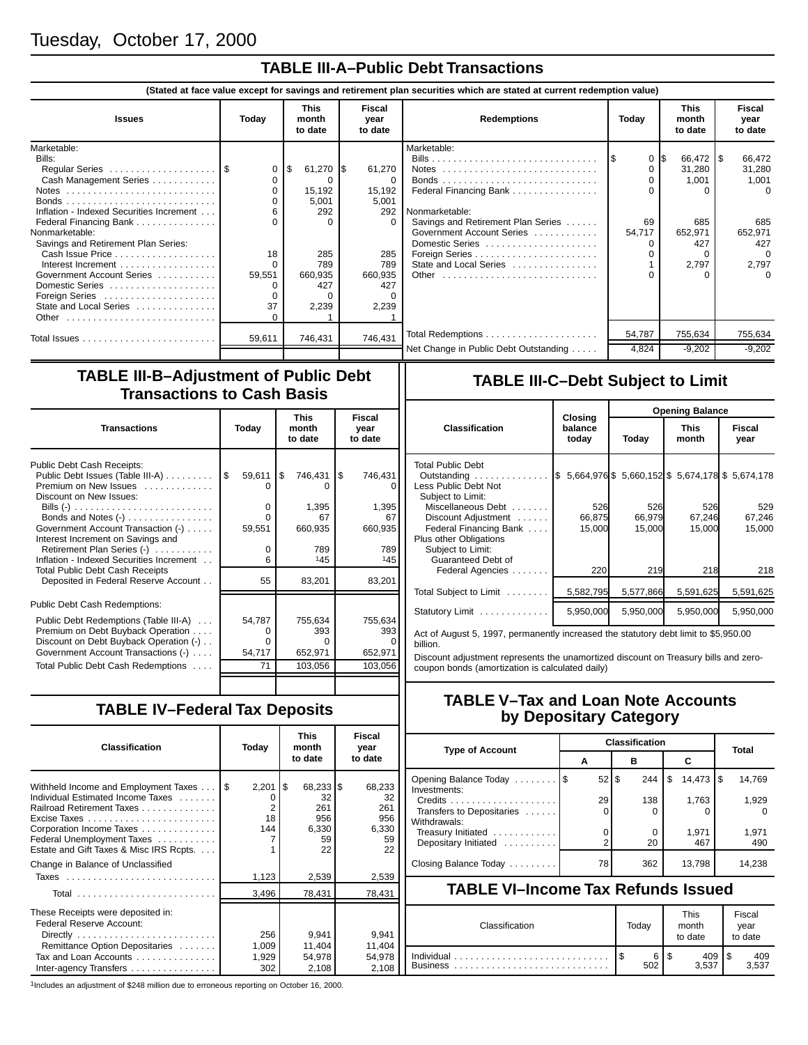Tuesday, October 17, 2000

## TABLE III-A–Public Debt Transactions

(Stated at face value except for savings and retirement plan securities which are stated at current redemption value)

| Issues | Today | This month to date | Fiscal year to date |
|---|---|---|---|
| Marketable: | | | |
| Bills: | | | |
| Regular Series | $ 0 | $ 61,270 | $ 61,270 |
| Cash Management Series | 0 | 0 | 0 |
| Notes | 0 | 15,192 | 15,192 |
| Bonds | 0 | 5,001 | 5,001 |
| Inflation - Indexed Securities Increment | 6 | 292 | 292 |
| Federal Financing Bank | 0 | 0 | 0 |
| Nonmarketable: | | | |
| Savings and Retirement Plan Series: | | | |
| Cash Issue Price | 18 | 285 | 285 |
| Interest Increment | 0 | 789 | 789 |
| Government Account Series | 59,551 | 660,935 | 660,935 |
| Domestic Series | 0 | 427 | 427 |
| Foreign Series | 0 | 0 | 0 |
| State and Local Series | 37 | 2,239 | 2,239 |
| Other | 0 | 1 | 1 |
| Total Issues | 59,611 | 746,431 | 746,431 |

| Redemptions | Today | This month to date | Fiscal year to date |
|---|---|---|---|
| Marketable: | | | |
| Bills | $ 0 | $ 66,472 | $ 66,472 |
| Notes | 0 | 31,280 | 31,280 |
| Bonds | 0 | 1,001 | 1,001 |
| Federal Financing Bank | 0 | 0 | 0 |
| Nonmarketable: | | | |
| Savings and Retirement Plan Series | 69 | 685 | 685 |
| Government Account Series | 54,717 | 652,971 | 652,971 |
| Domestic Series | 0 | 427 | 427 |
| Foreign Series | 0 | 0 | 0 |
| State and Local Series | 1 | 2,797 | 2,797 |
| Other | 0 | 0 | 0 |
| Total Redemptions | 54,787 | 755,634 | 755,634 |
| Net Change in Public Debt Outstanding | 4,824 | -9,202 | -9,202 |

## TABLE III-B–Adjustment of Public Debt Transactions to Cash Basis

| Transactions | Today | This month to date | Fiscal year to date |
|---|---|---|---|
| Public Debt Cash Receipts: | | | |
| Public Debt Issues (Table III-A) | $ 59,611 | $ 746,431 | $ 746,431 |
| Premium on New Issues | 0 | 0 | 0 |
| Discount on New Issues: | | | |
| Bills (-) | 0 | 1,395 | 1,395 |
| Bonds and Notes (-) | 0 | 67 | 67 |
| Government Account Transaction (-) | 59,551 | 660,935 | 660,935 |
| Interest Increment on Savings and Retirement Plan Series (-) | 0 | 789 | 789 |
| Inflation - Indexed Securities Increment | 6 | [1]45 | [1]45 |
| Total Public Debt Cash Receipts Deposited in Federal Reserve Account | 55 | 83,201 | 83,201 |
| Public Debt Cash Redemptions: | | | |
| Public Debt Redemptions (Table III-A) | 54,787 | 755,634 | 755,634 |
| Premium on Debt Buyback Operation | 0 | 393 | 393 |
| Discount on Debt Buyback Operation (-) | 0 | 0 | 0 |
| Government Account Transactions (-) | 54,717 | 652,971 | 652,971 |
| Total Public Debt Cash Redemptions | 71 | 103,056 | 103,056 |

## TABLE III-C–Debt Subject to Limit

| Classification | Closing balance today | Opening Balance Today | Opening Balance This month | Opening Balance Fiscal year |
|---|---|---|---|---|
| Total Public Debt Outstanding | $ 5,664,976 | $ 5,660,152 | $ 5,674,178 | $ 5,674,178 |
| Less Public Debt Not Subject to Limit: | | | | |
| Miscellaneous Debt | 526 | 526 | 526 | 529 |
| Discount Adjustment | 66,875 | 66,979 | 67,246 | 67,246 |
| Federal Financing Bank | 15,000 | 15,000 | 15,000 | 15,000 |
| Plus other Obligations Subject to Limit: | | | | |
| Guaranteed Debt of Federal Agencies | 220 | 219 | 218 | 218 |
| Total Subject to Limit | 5,582,795 | 5,577,866 | 5,591,625 | 5,591,625 |
| Statutory Limit | 5,950,000 | 5,950,000 | 5,950,000 | 5,950,000 |

Act of August 5, 1997, permanently increased the statutory debt limit to $5,950.00 billion.

Discount adjustment represents the unamortized discount on Treasury bills and zero-coupon bonds (amortization is calculated daily)

## TABLE IV–Federal Tax Deposits

| Classification | Today | This month to date | Fiscal year to date |
|---|---|---|---|
| Withheld Income and Employment Taxes | $ 2,201 | $ 68,233 | $ 68,233 |
| Individual Estimated Income Taxes | 0 | 32 | 32 |
| Railroad Retirement Taxes | 2 | 261 | 261 |
| Excise Taxes | 18 | 956 | 956 |
| Corporation Income Taxes | 144 | 6,330 | 6,330 |
| Federal Unemployment Taxes | 7 | 59 | 59 |
| Estate and Gift Taxes & Misc IRS Rcpts. | 1 | 22 | 22 |
| Change in Balance of Unclassified Taxes | 1,123 | 2,539 | 2,539 |
| Total | 3,496 | 78,431 | 78,431 |
| These Receipts were deposited in: | | | |
| Federal Reserve Account: | | | |
| Directly | 256 | 9,941 | 9,941 |
| Remittance Option Depositaries | 1,009 | 11,404 | 11,404 |
| Tax and Loan Accounts | 1,929 | 54,978 | 54,978 |
| Inter-agency Transfers | 302 | 2,108 | 2,108 |

## TABLE V–Tax and Loan Note Accounts by Depositary Category

| Type of Account | A | B | C | Total |
|---|---|---|---|---|
| Opening Balance Today | $ 52 | $ 244 | $ 14,473 | $ 14,769 |
| Investments: | | | | |
| Credits | 29 | 138 | 1,763 | 1,929 |
| Transfers to Depositaries | 0 | 0 | 0 | 0 |
| Withdrawals: | | | | |
| Treasury Initiated | 0 | 0 | 1,971 | 1,971 |
| Depositary Initiated | 2 | 20 | 467 | 490 |
| Closing Balance Today | 78 | 362 | 13,798 | 14,238 |

## TABLE VI–Income Tax Refunds Issued

| Classification | Today | This month to date | Fiscal year to date |
|---|---|---|---|
| Individual | $ 6 | $ 409 | $ 409 |
| Business | 502 | 3,537 | 3,537 |

[1]Includes an adjustment of $248 million due to erroneous reporting on October 16, 2000.